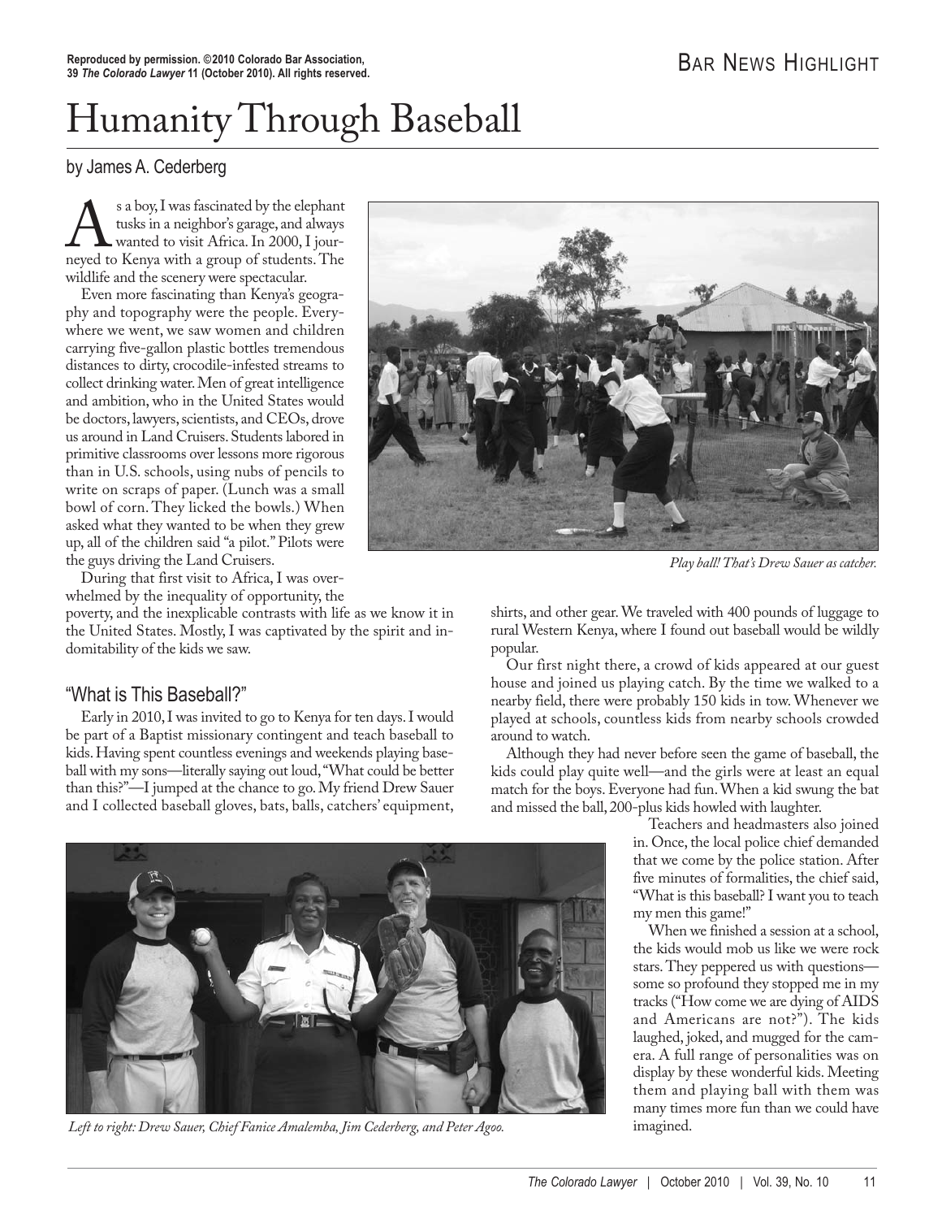Reproduced by permission. ©2010 Colorado Bar Association, 39 *The Colorado Lawyer* 11 (October 2010). All rights reserved.

BAR NEWS HIGHLIGHT

# Humanity Through Baseball

by James A. Cederberg

As a boy, I was fascinated by the elephant tusks in a neighbor's garage, and always wanted to visit Africa. In 2000, I journeyed to Kenya with a group of students. The wildlife and the scenery were spectacular.

Even more fascinating than Kenya's geography and topography were the people. Everywhere we went, we saw women and children carrying five-gallon plastic bottles tremendous distances to dirty, crocodile-infested streams to collect drinking water. Men of great intelligence and ambition, who in the United States would be doctors, lawyers, scientists, and CEOs, drove us around in Land Cruisers. Students labored in primitive classrooms over lessons more rigorous than in U.S. schools, using nubs of pencils to write on scraps of paper. (Lunch was a small bowl of corn. They licked the bowls.) When asked what they wanted to be when they grew up, all of the children said "a pilot." Pilots were the guys driving the Land Cruisers.

*Play ball! That's Drew Sauer as catcher.*

During that first visit to Africa, I was overwhelmed by the inequality of opportunity, the poverty, and the inexplicable contrasts with life as we know it in the United States. Mostly, I was captivated by the spirit and indomitability of the kids we saw.

## "What is This Baseball?"

Early in 2010, I was invited to go to Kenya for ten days. I would be part of a Baptist missionary contingent and teach baseball to kids. Having spent countless evenings and weekends playing baseball with my sons—literally saying out loud, "What could be better than this?"—I jumped at the chance to go. My friend Drew Sauer and I collected baseball gloves, bats, balls, catchers' equipment, shirts, and other gear. We traveled with 400 pounds of luggage to rural Western Kenya, where I found out baseball would be wildly popular.

Our first night there, a crowd of kids appeared at our guest house and joined us playing catch. By the time we walked to a nearby field, there were probably 150 kids in tow. Whenever we played at schools, countless kids from nearby schools crowded around to watch.

Although they had never before seen the game of baseball, the kids could play quite well—and the girls were at least an equal match for the boys. Everyone had fun. When a kid swung the bat and missed the ball, 200-plus kids howled with laughter.

*Left to right: Drew Sauer, Chief Fanice Amalemba, Jim Cederberg, and Peter Agoo.*

Teachers and headmasters also joined in. Once, the local police chief demanded that we come by the police station. After five minutes of formalities, the chief said, "What is this baseball? I want you to teach my men this game!"

When we finished a session at a school, the kids would mob us like we were rock stars. They peppered us with questions—some so profound they stopped me in my tracks ("How come we are dying of AIDS and Americans are not?"). The kids laughed, joked, and mugged for the camera. A full range of personalities was on display by these wonderful kids. Meeting them and playing ball with them was many times more fun than we could have imagined.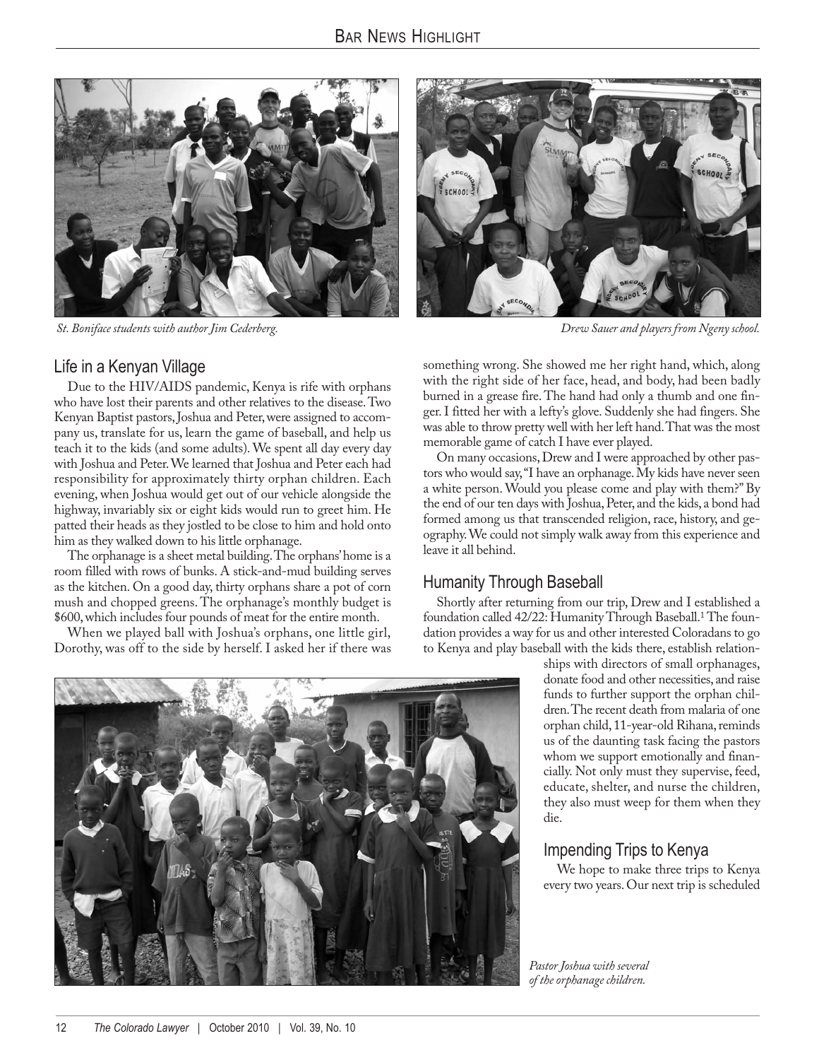*St. Boniface students with author Jim Cederberg.*

*Drew Sauer and players from Ngeny school.*

## Life in a Kenyan Village

Due to the HIV/AIDS pandemic, Kenya is rife with orphans who have lost their parents and other relatives to the disease. Two Kenyan Baptist pastors, Joshua and Peter, were assigned to accompany us, translate for us, learn the game of baseball, and help us teach it to the kids (and some adults). We spent all day every day with Joshua and Peter. We learned that Joshua and Peter each had responsibility for approximately thirty orphan children. Each evening, when Joshua would get out of our vehicle alongside the highway, invariably six or eight kids would run to greet him. He patted their heads as they jostled to be close to him and hold onto him as they walked down to his little orphanage.

The orphanage is a sheet metal building. The orphans' home is a room filled with rows of bunks. A stick-and-mud building serves as the kitchen. On a good day, thirty orphans share a pot of corn mush and chopped greens. The orphanage's monthly budget is $600, which includes four pounds of meat for the entire month.

When we played ball with Joshua's orphans, one little girl, Dorothy, was off to the side by herself. I asked her if there was something wrong. She showed me her right hand, which, along with the right side of her face, head, and body, had been badly burned in a grease fire. The hand had only a thumb and one finger. I fitted her with a lefty's glove. Suddenly she had fingers. She was able to throw pretty well with her left hand. That was the most memorable game of catch I have ever played.

On many occasions, Drew and I were approached by other pastors who would say, "I have an orphanage. My kids have never seen a white person. Would you please come and play with them?" By the end of our ten days with Joshua, Peter, and the kids, a bond had formed among us that transcended religion, race, history, and geography. We could not simply walk away from this experience and leave it all behind.

## Humanity Through Baseball

Shortly after returning from our trip, Drew and I established a foundation called 42/22: Humanity Through Baseball.[1] The foundation provides a way for us and other interested Coloradans to go to Kenya and play baseball with the kids there, establish relationships with directors of small orphanages, donate food and other necessities, and raise funds to further support the orphan children. The recent death from malaria of one orphan child, 11-year-old Rihana, reminds us of the daunting task facing the pastors whom we support emotionally and financially. Not only must they supervise, feed, educate, shelter, and nurse the children, they also must weep for them when they die.

## Impending Trips to Kenya

We hope to make three trips to Kenya every two years. Our next trip is scheduled

*Pastor Joshua with several of the orphanage children.*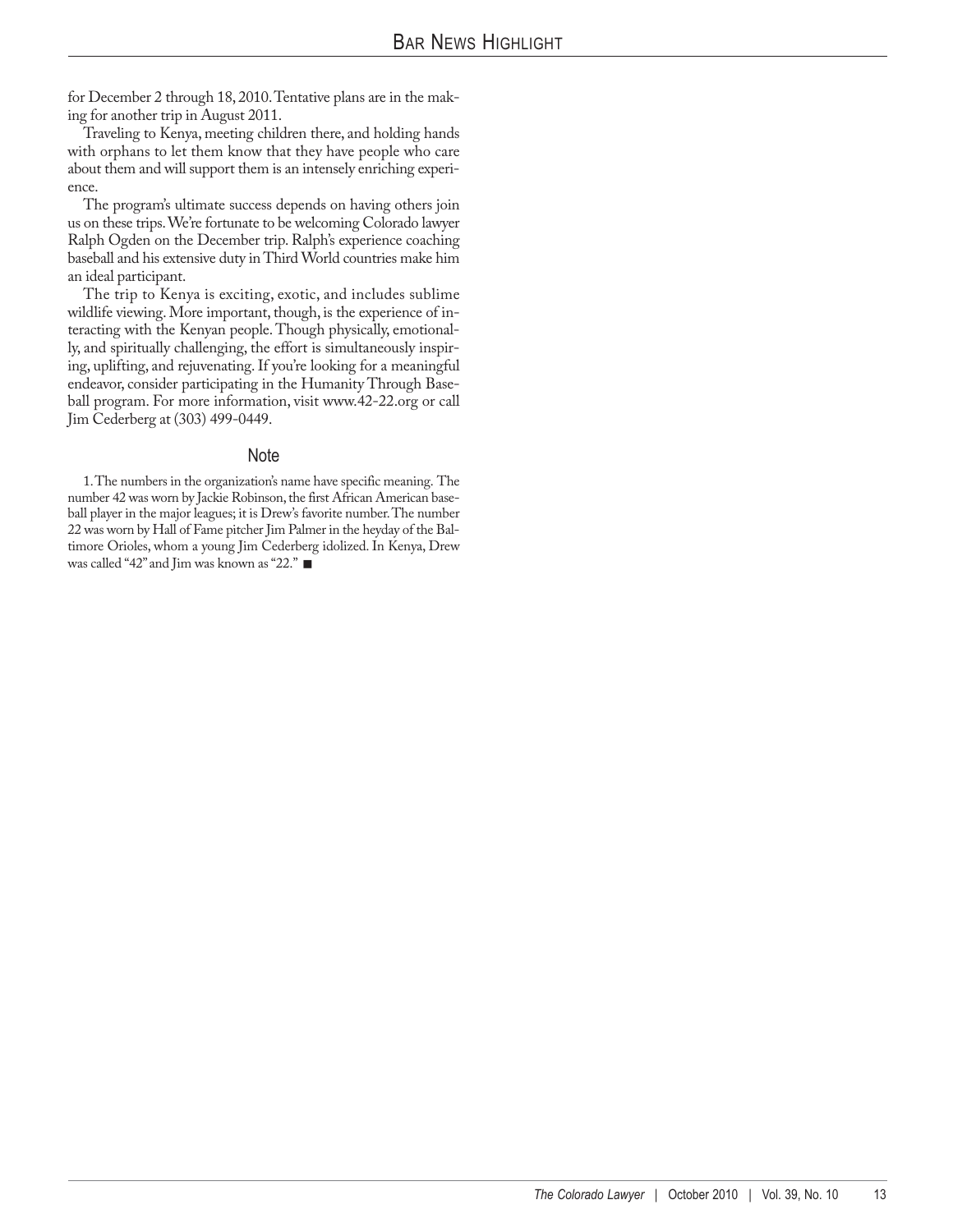for December 2 through 18, 2010. Tentative plans are in the making for another trip in August 2011.

Traveling to Kenya, meeting children there, and holding hands with orphans to let them know that they have people who care about them and will support them is an intensely enriching experience.

The program's ultimate success depends on having others join us on these trips. We're fortunate to be welcoming Colorado lawyer Ralph Ogden on the December trip. Ralph's experience coaching baseball and his extensive duty in Third World countries make him an ideal participant.

The trip to Kenya is exciting, exotic, and includes sublime wildlife viewing. More important, though, is the experience of interacting with the Kenyan people. Though physically, emotionally, and spiritually challenging, the effort is simultaneously inspiring, uplifting, and rejuvenating. If you're looking for a meaningful endeavor, consider participating in the Humanity Through Baseball program. For more information, visit www.42-22.org or call Jim Cederberg at (303) 499-0449.

## Note

1. The numbers in the organization's name have specific meaning. The number 42 was worn by Jackie Robinson, the first African American baseball player in the major leagues; it is Drew's favorite number. The number 22 was worn by Hall of Fame pitcher Jim Palmer in the heyday of the Baltimore Orioles, whom a young Jim Cederberg idolized. In Kenya, Drew was called "42" and Jim was known as "22." ■